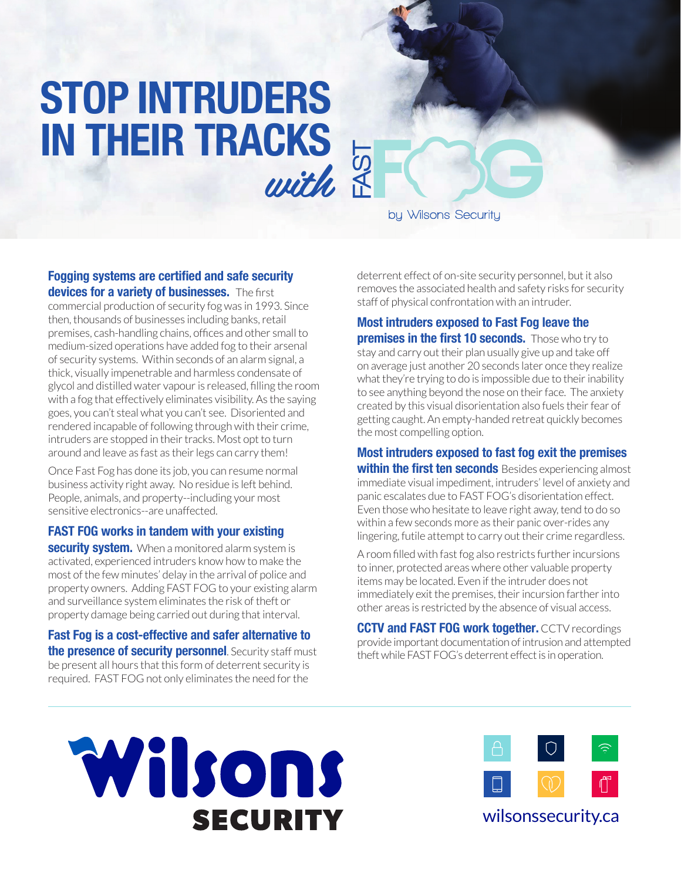# STOP INTRUDERS IN THEIR TRACKS *with* FAST FOG

by Wilsons Security

**Fogging systems are certified and safe security devices for a variety of businesses.** The first commercial production of security fog was in 1993. Since then, thousands of businesses including banks, retail premises, cash-handling chains, offices and other small to medium-sized operations have added fog to their arsenal of security systems. Within seconds of an alarm signal, a thick, visually impenetrable and harmless condensate of glycol and distilled water vapour is released, filling the room with a fog that effectively eliminates visibility. As the saying goes, you can't steal what you can't see. Disoriented and rendered incapable of following through with their crime, intruders are stopped in their tracks. Most opt to turn around and leave as fast as their legs can carry them!

Once Fast Fog has done its job, you can resume normal business activity right away. No residue is left behind. People, animals, and property--including your most sensitive electronics--are unaffected.

**FAST FOG works in tandem with your existing security system.** When a monitored alarm system is activated, experienced intruders know how to make the most of the few minutes' delay in the arrival of police and property owners. Adding FAST FOG to your existing alarm and surveillance system eliminates the risk of theft or property damage being carried out during that interval.

**Fast Fog is a cost-effective and safer alternative to the presence of security personnel**. Security staff must be present all hours that this form of deterrent security is required. FAST FOG not only eliminates the need for the deterrent effect of on-site security personnel, but it also removes the associated health and safety risks for security staff of physical confrontation with an intruder.

**Most intruders exposed to Fast Fog leave the premises in the first 10 seconds.** Those who try to stay and carry out their plan usually give up and take off on average just another 20 seconds later once they realize what they're trying to do is impossible due to their inability to see anything beyond the nose on their face. The anxiety created by this visual disorientation also fuels their fear of getting caught. An empty-handed retreat quickly becomes the most compelling option.

**Most intruders exposed to fast fog exit the premises within the first ten seconds** Besides experiencing almost immediate visual impediment, intruders' level of anxiety and panic escalates due to FAST FOG's disorientation effect. Even those who hesitate to leave right away, tend to do so within a few seconds more as their panic over-rides any lingering, futile attempt to carry out their crime regardless.

A room filled with fast fog also restricts further incursions to inner, protected areas where other valuable property items may be located. Even if the intruder does not immediately exit the premises, their incursion farther into other areas is restricted by the absence of visual access.

**CCTV and FAST FOG work together.** CCTV recordings provide important documentation of intrusion and attempted theft while FAST FOG's deterrent effect is in operation.

Wilsons SECURITY

wilsonssecurity.ca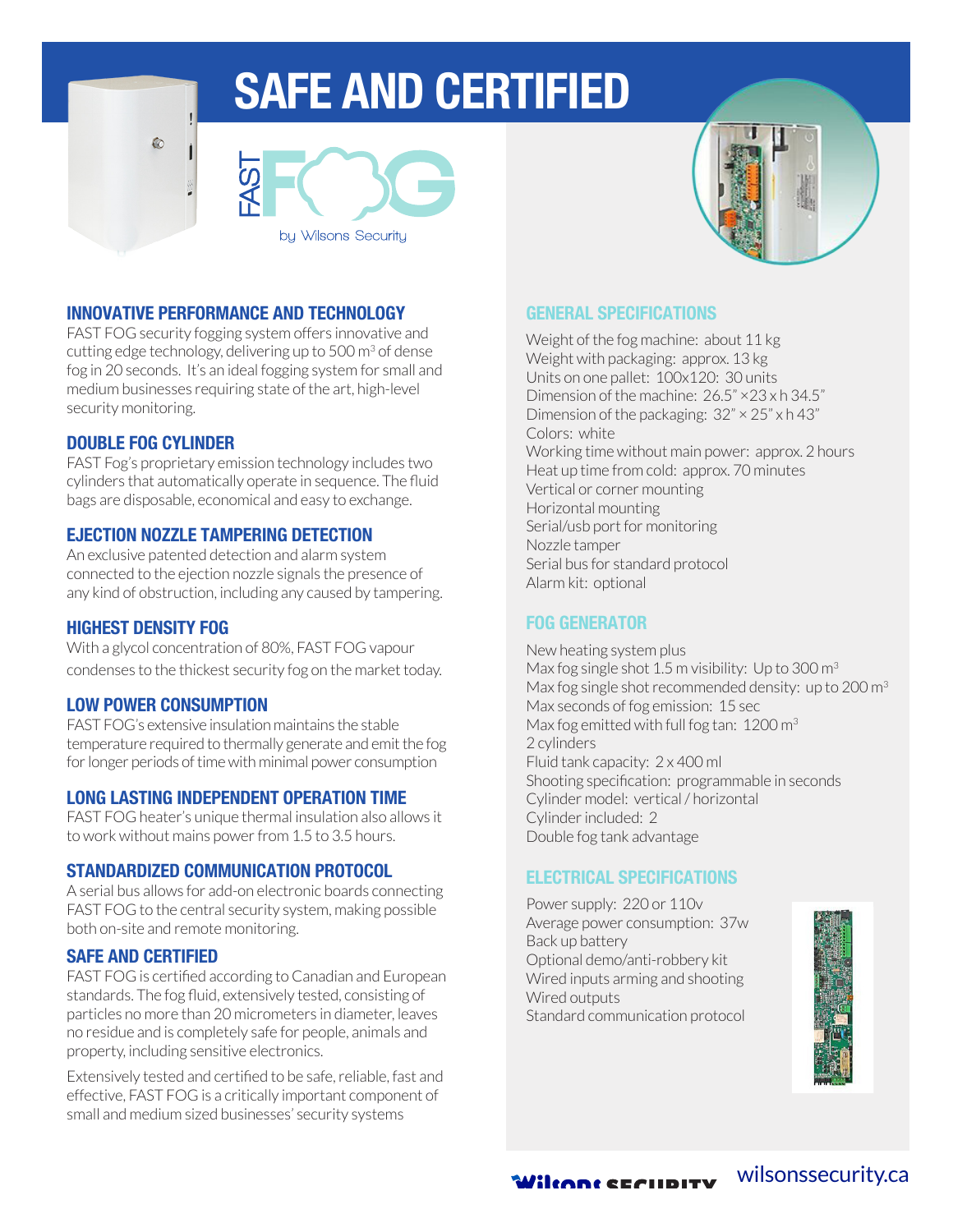# SAFE AND CERTIFIED

FAST FOG by Wilsons Security

## INNOVATIVE PERFORMANCE AND TECHNOLOGY

FAST FOG security fogging system offers innovative and cutting edge technology, delivering up to 500 $m^3$ of dense fog in 20 seconds. It's an ideal fogging system for small and medium businesses requiring state of the art, high-level security monitoring.

## DOUBLE FOG CYLINDER

FAST Fog's proprietary emission technology includes two cylinders that automatically operate in sequence. The fluid bags are disposable, economical and easy to exchange.

## EJECTION NOZZLE TAMPERING DETECTION

An exclusive patented detection and alarm system connected to the ejection nozzle signals the presence of any kind of obstruction, including any caused by tampering.

## HIGHEST DENSITY FOG

With a glycol concentration of 80%, FAST FOG vapour condenses to the thickest security fog on the market today.

## LOW POWER CONSUMPTION

FAST FOG's extensive insulation maintains the stable temperature required to thermally generate and emit the fog for longer periods of time with minimal power consumption

## LONG LASTING INDEPENDENT OPERATION TIME

FAST FOG heater's unique thermal insulation also allows it to work without mains power from 1.5 to 3.5 hours.

## STANDARDIZED COMMUNICATION PROTOCOL

A serial bus allows for add-on electronic boards connecting FAST FOG to the central security system, making possible both on-site and remote monitoring.

## SAFE AND CERTIFIED

FAST FOG is certified according to Canadian and European standards. The fog fluid, extensively tested, consisting of particles no more than 20 micrometers in diameter, leaves no residue and is completely safe for people, animals and property, including sensitive electronics.

Extensively tested and certified to be safe, reliable, fast and effective, FAST FOG is a critically important component of small and medium sized businesses' security systems

## GENERAL SPECIFICATIONS

Weight of the fog machine: about 11 kg
Weight with packaging: approx. 13 kg
Units on one pallet: 100x120: 30 units
Dimension of the machine: 26.5" ×23 x h 34.5"
Dimension of the packaging: 32" × 25" x h 43"
Colors: white
Working time without main power: approx. 2 hours
Heat up time from cold: approx. 70 minutes
Vertical or corner mounting
Horizontal mounting
Serial/usb port for monitoring
Nozzle tamper
Serial bus for standard protocol
Alarm kit: optional

## FOG GENERATOR

New heating system plus
Max fog single shot 1.5 m visibility: Up to 300 $m^3$
Max fog single shot recommended density: up to 200 $m^3$
Max seconds of fog emission: 15 sec
Max fog emitted with full fog tan: 1200 $m^3$
2 cylinders
Fluid tank capacity: 2 x 400 ml
Shooting specification: programmable in seconds
Cylinder model: vertical / horizontal
Cylinder included: 2
Double fog tank advantage

## ELECTRICAL SPECIFICATIONS

Power supply: 220 or 110v
Average power consumption: 37w
Back up battery
Optional demo/anti-robbery kit
Wired inputs arming and shooting
Wired outputs
Standard communication protocol

Wilsons SECURITY wilsonssecurity.ca